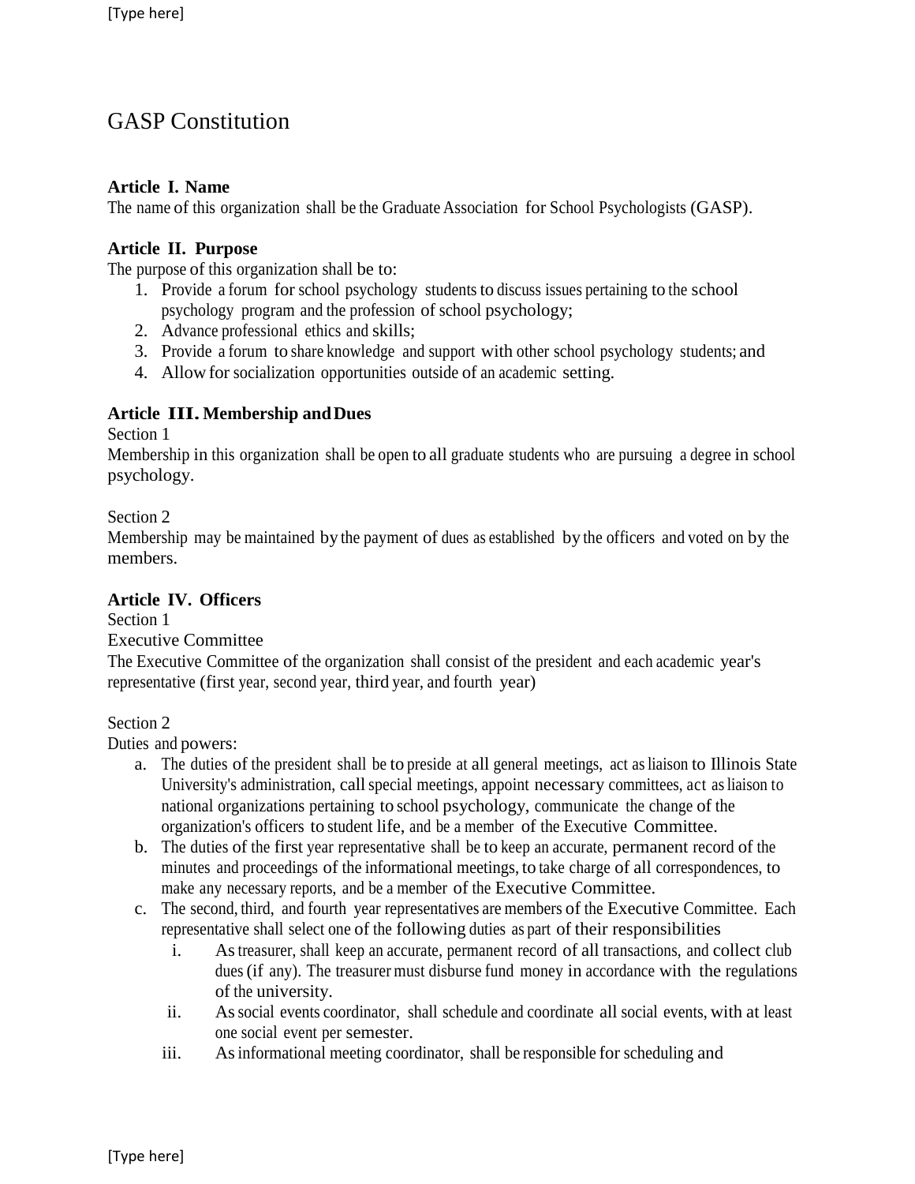# GASP Constitution

## Article I. Name

The name of this organization shall be the Graduate Association for School Psychologists (GASP).

## Article II. Purpose

The purpose of this organization shall be to:

1. Provide a forum for school psychology students to discuss issues pertaining to the school psychology program and the profession of school psychology;
2. Advance professional ethics and skills;
3. Provide a forum to share knowledge and support with other school psychology students; and
4. Allow for socialization opportunities outside of an academic setting.

## Article III. Membership and Dues

Section 1

Membership in this organization shall be open to all graduate students who are pursuing a degree in school psychology.

Section 2

Membership may be maintained by the payment of dues as established by the officers and voted on by the members.

## Article IV. Officers

Section 1

Executive Committee

The Executive Committee of the organization shall consist of the president and each academic year's representative (first year, second year, third year, and fourth year)

Section 2

Duties and powers:

a. The duties of the president shall be to preside at all general meetings, act as liaison to Illinois State University's administration, call special meetings, appoint necessary committees, act as liaison to national organizations pertaining to school psychology, communicate the change of the organization's officers to student life, and be a member of the Executive Committee.
b. The duties of the first year representative shall be to keep an accurate, permanent record of the minutes and proceedings of the informational meetings, to take charge of all correspondences, to make any necessary reports, and be a member of the Executive Committee.
c. The second, third, and fourth year representatives are members of the Executive Committee. Each representative shall select one of the following duties as part of their responsibilities
    i. As treasurer, shall keep an accurate, permanent record of all transactions, and collect club dues (if any). The treasurer must disburse fund money in accordance with the regulations of the university.
    ii. As social events coordinator, shall schedule and coordinate all social events, with at least one social event per semester.
    iii. As informational meeting coordinator, shall be responsible for scheduling and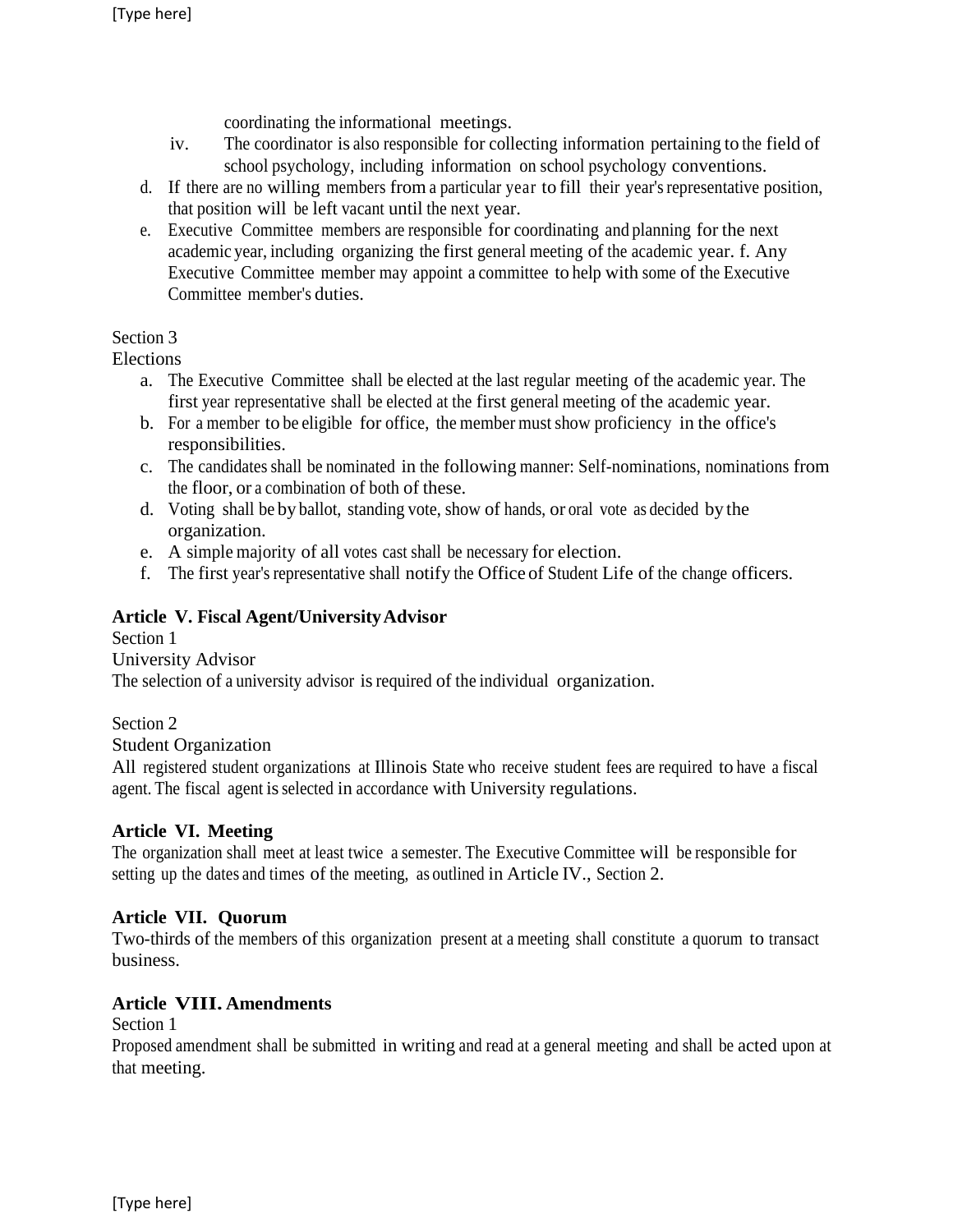coordinating the informational meetings.

   iv. The coordinator is also responsible for collecting information pertaining to the field of school psychology, including information on school psychology conventions.

d. If there are no willing members from a particular year to fill their year's representative position, that position will be left vacant until the next year.
e. Executive Committee members are responsible for coordinating and planning for the next academic year, including organizing the first general meeting of the academic year. f. Any Executive Committee member may appoint a committee to help with some of the Executive Committee member's duties.

Section 3
Elections

a. The Executive Committee shall be elected at the last regular meeting of the academic year. The first year representative shall be elected at the first general meeting of the academic year.
b. For a member to be eligible for office, the member must show proficiency in the office's responsibilities.
c. The candidates shall be nominated in the following manner: Self-nominations, nominations from the floor, or a combination of both of these.
d. Voting shall be by ballot, standing vote, show of hands, or oral vote as decided by the organization.
e. A simple majority of all votes cast shall be necessary for election.
f. The first year's representative shall notify the Office of Student Life of the change officers.

**Article V. Fiscal Agent/University Advisor**

Section 1
University Advisor
The selection of a university advisor is required of the individual organization.

Section 2
Student Organization
All registered student organizations at Illinois State who receive student fees are required to have a fiscal agent. The fiscal agent is selected in accordance with University regulations.

**Article VI. Meeting**

The organization shall meet at least twice a semester. The Executive Committee will be responsible for setting up the dates and times of the meeting, as outlined in Article IV., Section 2.

**Article VII. Quorum**

Two-thirds of the members of this organization present at a meeting shall constitute a quorum to transact business.

**Article VIII. Amendments**

Section 1
Proposed amendment shall be submitted in writing and read at a general meeting and shall be acted upon at that meeting.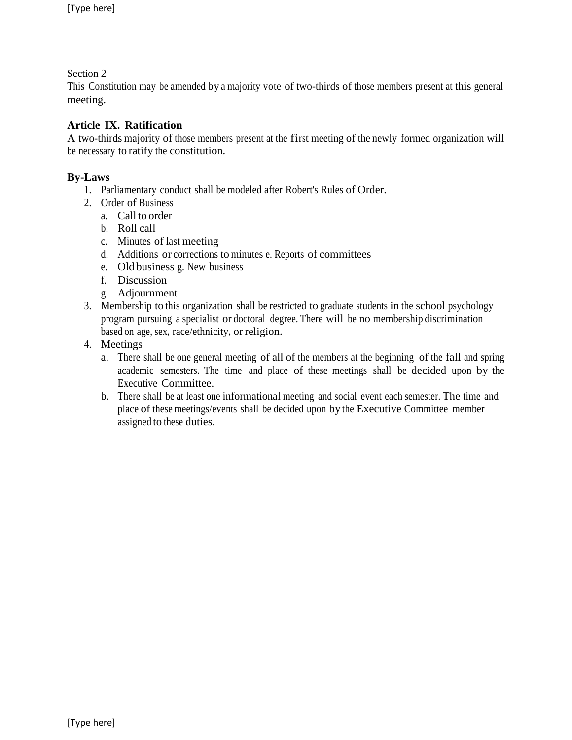Section 2

This Constitution may be amended by a majority vote of two-thirds of those members present at this general meeting.

### Article IX. Ratification

A two-thirds majority of those members present at the first meeting of the newly formed organization will be necessary to ratify the constitution.

### By-Laws

1. Parliamentary conduct shall be modeled after Robert's Rules of Order.
2. Order of Business
   a. Call to order
   b. Roll call
   c. Minutes of last meeting
   d. Additions or corrections to minutes e. Reports of committees
   e. Old business g. New business
   f. Discussion
   g. Adjournment
3. Membership to this organization shall be restricted to graduate students in the school psychology program pursuing a specialist or doctoral degree. There will be no membership discrimination based on age, sex, race/ethnicity, or religion.
4. Meetings
   a. There shall be one general meeting of all of the members at the beginning of the fall and spring academic semesters. The time and place of these meetings shall be decided upon by the Executive Committee.
   b. There shall be at least one informational meeting and social event each semester. The time and place of these meetings/events shall be decided upon by the Executive Committee member assigned to these duties.